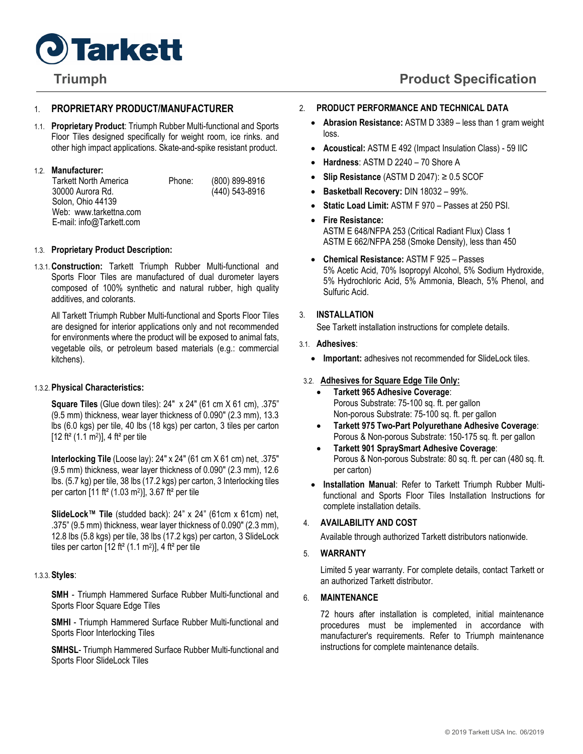# Tarkett

## Triumph — Product Specification

### 1. PROPRIETARY PRODUCT/MANUFACTURER

1.1. **Proprietary Product**: Triumph Rubber Multi-functional and Sports Floor Tiles designed specifically for weight room, ice rinks. and other high impact applications. Skate-and-spike resistant product.

1.2. **Manufacturer:**

Tarkett North America
30000 Aurora Rd.
Solon, Ohio 44139
Web: www.tarkettna.com
E-mail: info@Tarkett.com

Phone: (800) 899-8916
(440) 543-8916

1.3. **Proprietary Product Description:**

1.3.1. **Construction:** Tarkett Triumph Rubber Multi-functional and Sports Floor Tiles are manufactured of dual durometer layers composed of 100% synthetic and natural rubber, high quality additives, and colorants.

All Tarkett Triumph Rubber Multi-functional and Sports Floor Tiles are designed for interior applications only and not recommended for environments where the product will be exposed to animal fats, vegetable oils, or petroleum based materials (e.g.: commercial kitchens).

1.3.2. **Physical Characteristics:**

**Square Tiles** (Glue down tiles): 24" x 24" (61 cm X 61 cm), .375" (9.5 mm) thickness, wear layer thickness of 0.090" (2.3 mm), 13.3 lbs (6.0 kgs) per tile, 40 lbs (18 kgs) per carton, 3 tiles per carton [12 ft² (1.1 m²)], 4 ft² per tile

**Interlocking Tile** (Loose lay): 24" x 24" (61 cm X 61 cm) net, .375" (9.5 mm) thickness, wear layer thickness of 0.090" (2.3 mm), 12.6 lbs. (5.7 kg) per tile, 38 lbs (17.2 kgs) per carton, 3 Interlocking tiles per carton [11 ft² (1.03 m²)], 3.67 ft² per tile

**SlideLock™ Tile** (studded back): 24" x 24" (61cm x 61cm) net, .375" (9.5 mm) thickness, wear layer thickness of 0.090" (2.3 mm), 12.8 lbs (5.8 kgs) per tile, 38 lbs (17.2 kgs) per carton, 3 SlideLock tiles per carton [12 ft² (1.1 m²)], 4 ft² per tile

1.3.3. **Styles**:

**SMH** - Triumph Hammered Surface Rubber Multi-functional and Sports Floor Square Edge Tiles

**SMHI** - Triumph Hammered Surface Rubber Multi-functional and Sports Floor Interlocking Tiles

**SMHSL**- Triumph Hammered Surface Rubber Multi-functional and Sports Floor SlideLock Tiles

### 2. PRODUCT PERFORMANCE AND TECHNICAL DATA

- **Abrasion Resistance:** ASTM D 3389 – less than 1 gram weight loss.
- **Acoustical:** ASTM E 492 (Impact Insulation Class) - 59 IIC
- **Hardness**: ASTM D 2240 – 70 Shore A
- **Slip Resistance** (ASTM D 2047): ≥ 0.5 SCOF
- **Basketball Recovery:** DIN 18032 – 99%.
- **Static Load Limit:** ASTM F 970 – Passes at 250 PSI.
- **Fire Resistance:**
  ASTM E 648/NFPA 253 (Critical Radiant Flux) Class 1
  ASTM E 662/NFPA 258 (Smoke Density), less than 450
- **Chemical Resistance:** ASTM F 925 – Passes
  5% Acetic Acid, 70% Isopropyl Alcohol, 5% Sodium Hydroxide, 5% Hydrochloric Acid, 5% Ammonia, Bleach, 5% Phenol, and Sulfuric Acid.

### 3. INSTALLATION

See Tarkett installation instructions for complete details.

3.1. **Adhesives**:

- **Important:** adhesives not recommended for SlideLock tiles.

3.2. **Adhesives for Square Edge Tile Only:**

- **Tarkett 965 Adhesive Coverage**:
  Porous Substrate: 75-100 sq. ft. per gallon
  Non-porous Substrate: 75-100 sq. ft. per gallon
- **Tarkett 975 Two-Part Polyurethane Adhesive Coverage**:
  Porous & Non-porous Substrate: 150-175 sq. ft. per gallon
- **Tarkett 901 SpraySmart Adhesive Coverage**:
  Porous & Non-porous Substrate: 80 sq. ft. per can (480 sq. ft. per carton)

- **Installation Manual**: Refer to Tarkett Triumph Rubber Multi-functional and Sports Floor Tiles Installation Instructions for complete installation details.

### 4. AVAILABILITY AND COST

Available through authorized Tarkett distributors nationwide.

### 5. WARRANTY

Limited 5 year warranty. For complete details, contact Tarkett or an authorized Tarkett distributor.

### 6. MAINTENANCE

72 hours after installation is completed, initial maintenance procedures must be implemented in accordance with manufacturer's requirements. Refer to Triumph maintenance instructions for complete maintenance details.

© 2019 Tarkett USA Inc. 06/2019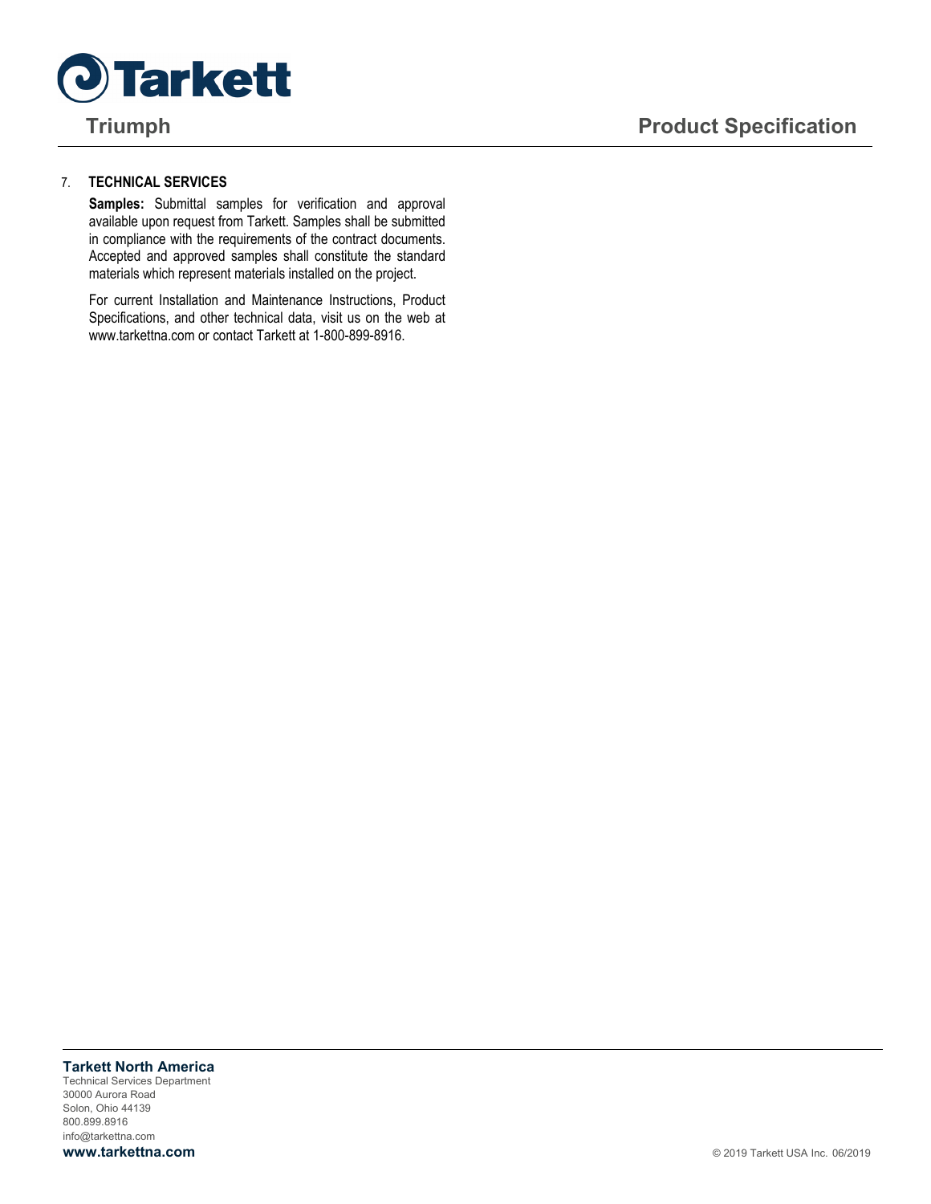## 7. TECHNICAL SERVICES

**Samples:** Submittal samples for verification and approval available upon request from Tarkett. Samples shall be submitted in compliance with the requirements of the contract documents. Accepted and approved samples shall constitute the standard materials which represent materials installed on the project.

For current Installation and Maintenance Instructions, Product Specifications, and other technical data, visit us on the web at www.tarkettna.com or contact Tarkett at 1-800-899-8916.

**Tarkett North America**
Technical Services Department
30000 Aurora Road
Solon, Ohio 44139
800.899.8916
info@tarkettna.com
**www.tarkettna.com**

© 2019 Tarkett USA Inc. 06/2019